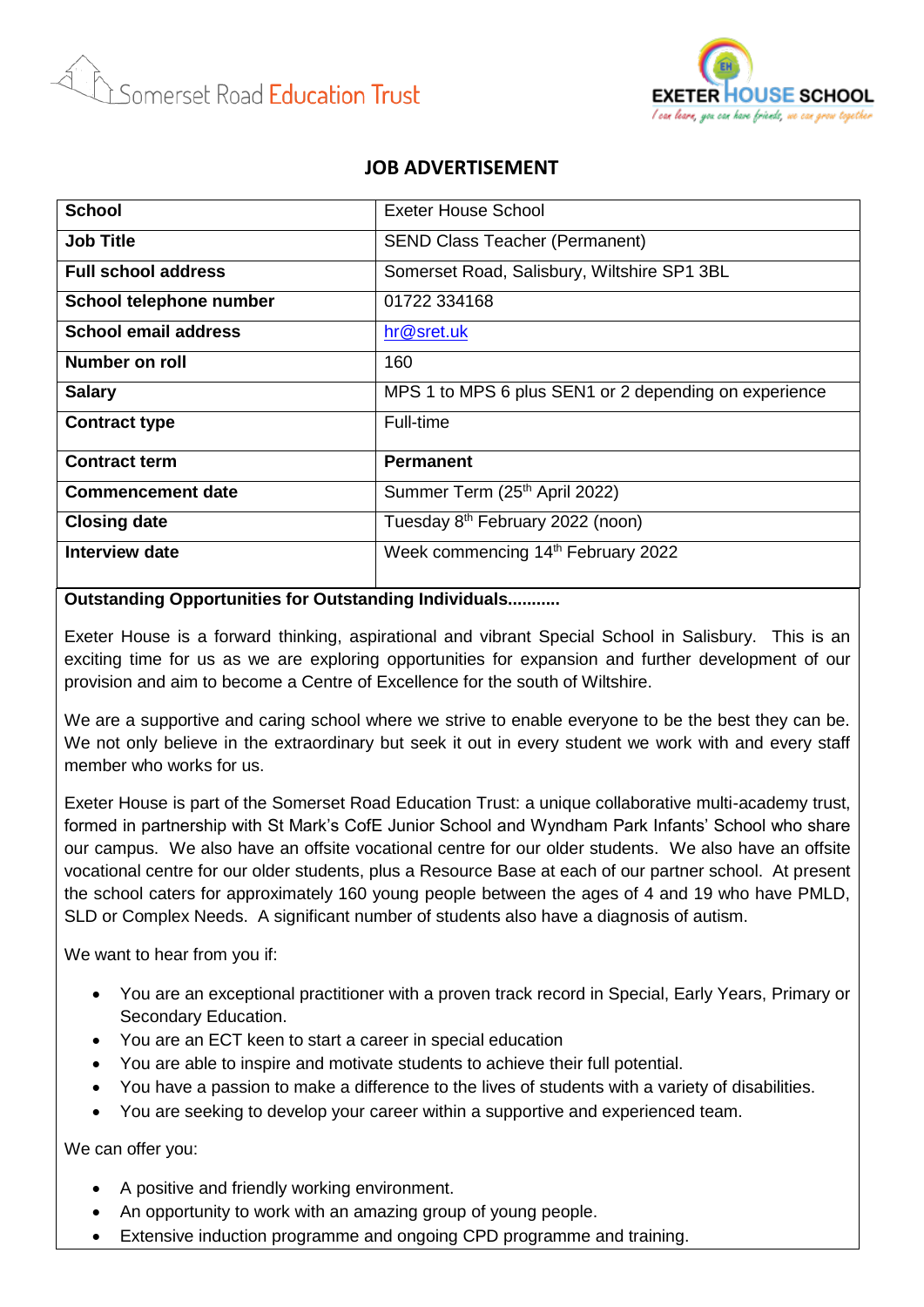Somerset Road Education Trust

EXETER HOUSE SCHOOL
I can learn, you can have friends, we can grow together

## JOB ADVERTISEMENT

| **School** | Exeter House School |
|---|---|
| **Job Title** | SEND Class Teacher (Permanent) |
| **Full school address** | Somerset Road, Salisbury, Wiltshire SP1 3BL |
| **School telephone number** | 01722 334168 |
| **School email address** | hr@sret.uk |
| **Number on roll** | 160 |
| **Salary** | MPS 1 to MPS 6 plus SEN1 or 2 depending on experience |
| **Contract type** | Full-time |
| **Contract term** | **Permanent** |
| **Commencement date** | Summer Term (25th April 2022) |
| **Closing date** | Tuesday 8th February 2022 (noon) |
| **Interview date** | Week commencing 14th February 2022 |

**Outstanding Opportunities for Outstanding Individuals..........**

Exeter House is a forward thinking, aspirational and vibrant Special School in Salisbury. This is an exciting time for us as we are exploring opportunities for expansion and further development of our provision and aim to become a Centre of Excellence for the south of Wiltshire.

We are a supportive and caring school where we strive to enable everyone to be the best they can be. We not only believe in the extraordinary but seek it out in every student we work with and every staff member who works for us.

Exeter House is part of the Somerset Road Education Trust: a unique collaborative multi-academy trust, formed in partnership with St Mark's CofE Junior School and Wyndham Park Infants' School who share our campus. We also have an offsite vocational centre for our older students. We also have an offsite vocational centre for our older students, plus a Resource Base at each of our partner school. At present the school caters for approximately 160 young people between the ages of 4 and 19 who have PMLD, SLD or Complex Needs. A significant number of students also have a diagnosis of autism.

We want to hear from you if:

- You are an exceptional practitioner with a proven track record in Special, Early Years, Primary or Secondary Education.
- You are an ECT keen to start a career in special education
- You are able to inspire and motivate students to achieve their full potential.
- You have a passion to make a difference to the lives of students with a variety of disabilities.
- You are seeking to develop your career within a supportive and experienced team.

We can offer you:

- A positive and friendly working environment.
- An opportunity to work with an amazing group of young people.
- Extensive induction programme and ongoing CPD programme and training.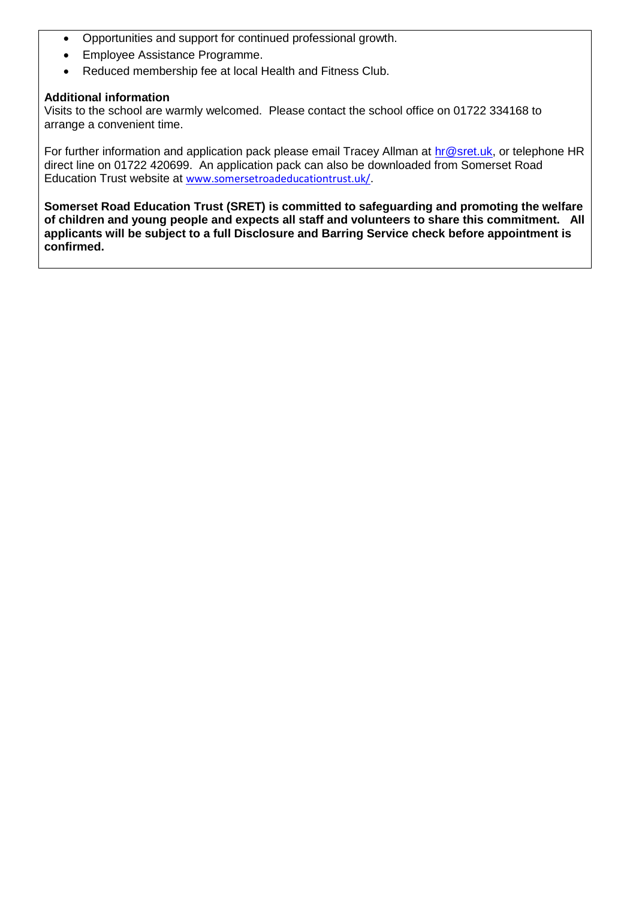- Opportunities and support for continued professional growth.
- Employee Assistance Programme.
- Reduced membership fee at local Health and Fitness Club.

**Additional information**

Visits to the school are warmly welcomed. Please contact the school office on 01722 334168 to arrange a convenient time.

For further information and application pack please email Tracey Allman at hr@sret.uk, or telephone HR direct line on 01722 420699. An application pack can also be downloaded from Somerset Road Education Trust website at www.somersetroadeducationtrust.uk/.

**Somerset Road Education Trust (SRET) is committed to safeguarding and promoting the welfare of children and young people and expects all staff and volunteers to share this commitment. All applicants will be subject to a full Disclosure and Barring Service check before appointment is confirmed.**